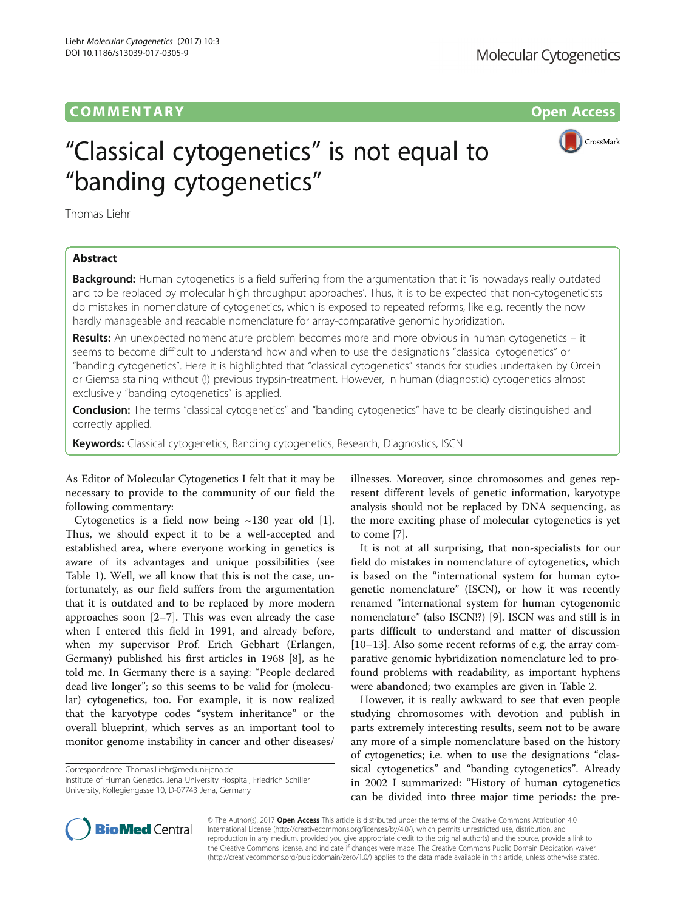COMMENTARY

Open Access

# “Classical cytogenetics” is not equal to “banding cytogenetics”

Thomas Liehr

## Abstract

**Background:** Human cytogenetics is a field suffering from the argumentation that it ‘is nowadays really outdated and to be replaced by molecular high throughput approaches’. Thus, it is to be expected that non-cytogeneticists do mistakes in nomenclature of cytogenetics, which is exposed to repeated reforms, like e.g. recently the now hardly manageable and readable nomenclature for array-comparative genomic hybridization.

**Results:** An unexpected nomenclature problem becomes more and more obvious in human cytogenetics – it seems to become difficult to understand how and when to use the designations “classical cytogenetics” or “banding cytogenetics”. Here it is highlighted that “classical cytogenetics” stands for studies undertaken by Orcein or Giemsa staining without (!) previous trypsin-treatment. However, in human (diagnostic) cytogenetics almost exclusively “banding cytogenetics” is applied.

**Conclusion:** The terms “classical cytogenetics” and “banding cytogenetics” have to be clearly distinguished and correctly applied.

**Keywords:** Classical cytogenetics, Banding cytogenetics, Research, Diagnostics, ISCN

As Editor of Molecular Cytogenetics I felt that it may be necessary to provide to the community of our field the following commentary:

Cytogenetics is a field now being ~130 year old [1]. Thus, we should expect it to be a well-accepted and established area, where everyone working in genetics is aware of its advantages and unique possibilities (see Table 1). Well, we all know that this is not the case, unfortunately, as our field suffers from the argumentation that it is outdated and to be replaced by more modern approaches soon [2–7]. This was even already the case when I entered this field in 1991, and already before, when my supervisor Prof. Erich Gebhart (Erlangen, Germany) published his first articles in 1968 [8], as he told me. In Germany there is a saying: “People declared dead live longer”; so this seems to be valid for (molecular) cytogenetics, too. For example, it is now realized that the karyotype codes “system inheritance” or the overall blueprint, which serves as an important tool to monitor genome instability in cancer and other diseases/illnesses. Moreover, since chromosomes and genes represent different levels of genetic information, karyotype analysis should not be replaced by DNA sequencing, as the more exciting phase of molecular cytogenetics is yet to come [7].

It is not at all surprising, that non-specialists for our field do mistakes in nomenclature of cytogenetics, which is based on the “international system for human cytogenetic nomenclature” (ISCN), or how it was recently renamed “international system for human cytogenomic nomenclature” (also ISCN!?) [9]. ISCN was and still is in parts difficult to understand and matter of discussion [10–13]. Also some recent reforms of e.g. the array comparative genomic hybridization nomenclature led to profound problems with readability, as important hyphens were abandoned; two examples are given in Table 2.

However, it is really awkward to see that even people studying chromosomes with devotion and publish in parts extremely interesting results, seem not to be aware any more of a simple nomenclature based on the history of cytogenetics; i.e. when to use the designations “classical cytogenetics” and “banding cytogenetics”. Already in 2002 I summarized: “History of human cytogenetics can be divided into three major time periods: the pre-

Correspondence: Thomas.Liehr@med.uni-jena.de
Institute of Human Genetics, Jena University Hospital, Friedrich Schiller University, Kollegiengasse 10, D-07743 Jena, Germany

© The Author(s). 2017 **Open Access** This article is distributed under the terms of the Creative Commons Attribution 4.0 International License (http://creativecommons.org/licenses/by/4.0/), which permits unrestricted use, distribution, and reproduction in any medium, provided you give appropriate credit to the original author(s) and the source, provide a link to the Creative Commons license, and indicate if changes were made. The Creative Commons Public Domain Dedication waiver (http://creativecommons.org/publicdomain/zero/1.0/) applies to the data made available in this article, unless otherwise stated.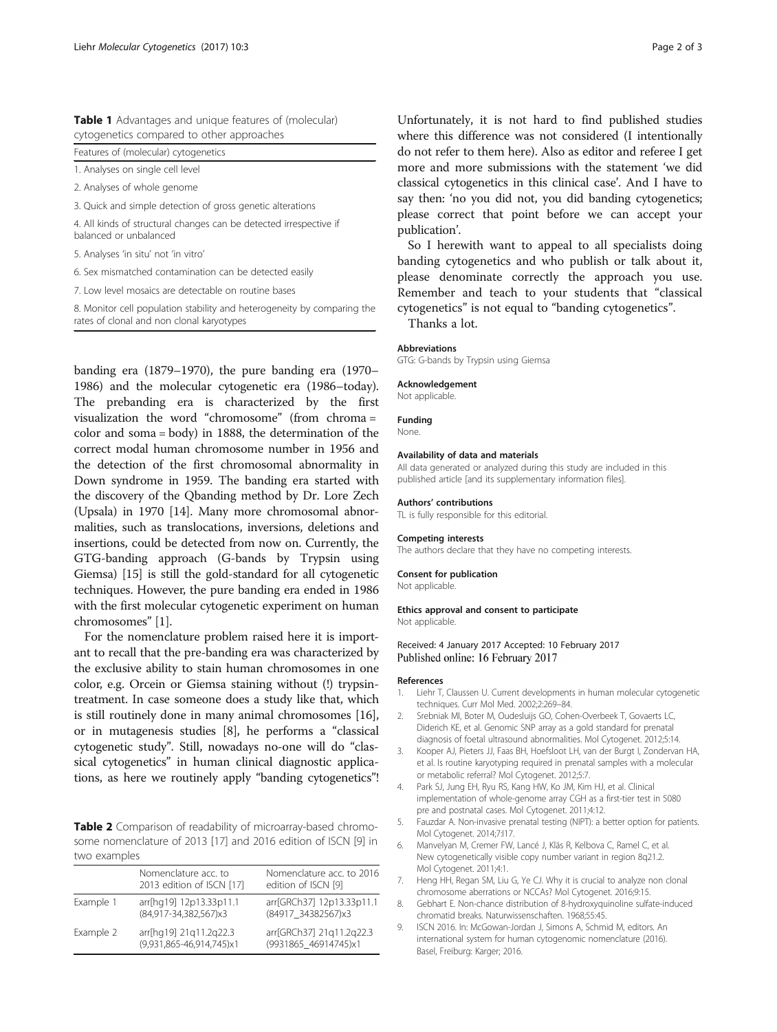**Table 1** Advantages and unique features of (molecular) cytogenetics compared to other approaches

| Features of (molecular) cytogenetics |
|---|
| 1. Analyses on single cell level |
| 2. Analyses of whole genome |
| 3. Quick and simple detection of gross genetic alterations |
| 4. All kinds of structural changes can be detected irrespective if balanced or unbalanced |
| 5. Analyses 'in situ' not 'in vitro' |
| 6. Sex mismatched contamination can be detected easily |
| 7. Low level mosaics are detectable on routine bases |
| 8. Monitor cell population stability and heterogeneity by comparing the rates of clonal and non clonal karyotypes |

banding era (1879–1970), the pure banding era (1970–1986) and the molecular cytogenetic era (1986–today). The prebanding era is characterized by the first visualization the word "chromosome" (from chroma = color and soma = body) in 1888, the determination of the correct modal human chromosome number in 1956 and the detection of the first chromosomal abnormality in Down syndrome in 1959. The banding era started with the discovery of the Qbanding method by Dr. Lore Zech (Upsala) in 1970 [14]. Many more chromosomal abnormalities, such as translocations, inversions, deletions and insertions, could be detected from now on. Currently, the GTG-banding approach (G-bands by Trypsin using Giemsa) [15] is still the gold-standard for all cytogenetic techniques. However, the pure banding era ended in 1986 with the first molecular cytogenetic experiment on human chromosomes" [1].

For the nomenclature problem raised here it is important to recall that the pre-banding era was characterized by the exclusive ability to stain human chromosomes in one color, e.g. Orcein or Giemsa staining without (!) trypsin-treatment. In case someone does a study like that, which is still routinely done in many animal chromosomes [16], or in mutagenesis studies [8], he performs a "classical cytogenetic study". Still, nowadays no-one will do "classical cytogenetics" in human clinical diagnostic applications, as here we routinely apply "banding cytogenetics"!

**Table 2** Comparison of readability of microarray-based chromosome nomenclature of 2013 [17] and 2016 edition of ISCN [9] in two examples

| | Nomenclature acc. to 2013 edition of ISCN [17] | Nomenclature acc. to 2016 edition of ISCN [9] |
|---|---|---|
| Example 1 | arr[hg19] 12p13.33p11.1 (84,917-34,382,567)x3 | arr[GRCh37] 12p13.33p11.1 (84917_34382567)x3 |
| Example 2 | arr[hg19] 21q11.2q22.3 (9,931,865-46,914,745)x1 | arr[GRCh37] 21q11.2q22.3 (9931865_46914745)x1 |

Unfortunately, it is not hard to find published studies where this difference was not considered (I intentionally do not refer to them here). Also as editor and referee I get more and more submissions with the statement 'we did classical cytogenetics in this clinical case'. And I have to say then: 'no you did not, you did banding cytogenetics; please correct that point before we can accept your publication'.

So I herewith want to appeal to all specialists doing banding cytogenetics and who publish or talk about it, please denominate correctly the approach you use. Remember and teach to your students that "classical cytogenetics" is not equal to "banding cytogenetics".

Thanks a lot.

#### Abbreviations
GTG: G-bands by Trypsin using Giemsa

#### Acknowledgement
Not applicable.

#### Funding
None.

#### Availability of data and materials
All data generated or analyzed during this study are included in this published article [and its supplementary information files].

#### Authors' contributions
TL is fully responsible for this editorial.

#### Competing interests
The authors declare that they have no competing interests.

#### Consent for publication
Not applicable.

#### Ethics approval and consent to participate
Not applicable.

Received: 4 January 2017 Accepted: 10 February 2017
Published online: 16 February 2017

#### References
1. Liehr T, Claussen U. Current developments in human molecular cytogenetic techniques. Curr Mol Med. 2002;2:269–84.
2. Srebniak MI, Boter M, Oudesluijs GO, Cohen-Overbeek T, Govaerts LC, Diderich KE, et al. Genomic SNP array as a gold standard for prenatal diagnosis of foetal ultrasound abnormalities. Mol Cytogenet. 2012;5:14.
3. Kooper AJ, Pieters JJ, Faas BH, Hoefsloot LH, van der Burgt I, Zondervan HA, et al. Is routine karyotyping required in prenatal samples with a molecular or metabolic referral? Mol Cytogenet. 2012;5:7.
4. Park SJ, Jung EH, Ryu RS, Kang HW, Ko JM, Kim HJ, et al. Clinical implementation of whole-genome array CGH as a first-tier test in 5080 pre and postnatal cases. Mol Cytogenet. 2011;4:12.
5. Fauzdar A. Non-invasive prenatal testing (NIPT): a better option for patients. Mol Cytogenet. 2014;7:I17.
6. Manvelyan M, Cremer FW, Lancé J, Kläs R, Kelbova C, Ramel C, et al. New cytogenetically visible copy number variant in region 8q21.2. Mol Cytogenet. 2011;4:1.
7. Heng HH, Regan SM, Liu G, Ye CJ. Why it is crucial to analyze non clonal chromosome aberrations or NCCAs? Mol Cytogenet. 2016;9:15.
8. Gebhart E. Non-chance distribution of 8-hydroxyquinoline sulfate-induced chromatid breaks. Naturwissenschaften. 1968;55:45.
9. ISCN 2016. In: McGowan-Jordan J, Simons A, Schmid M, editors. An international system for human cytogenomic nomenclature (2016). Basel, Freiburg: Karger; 2016.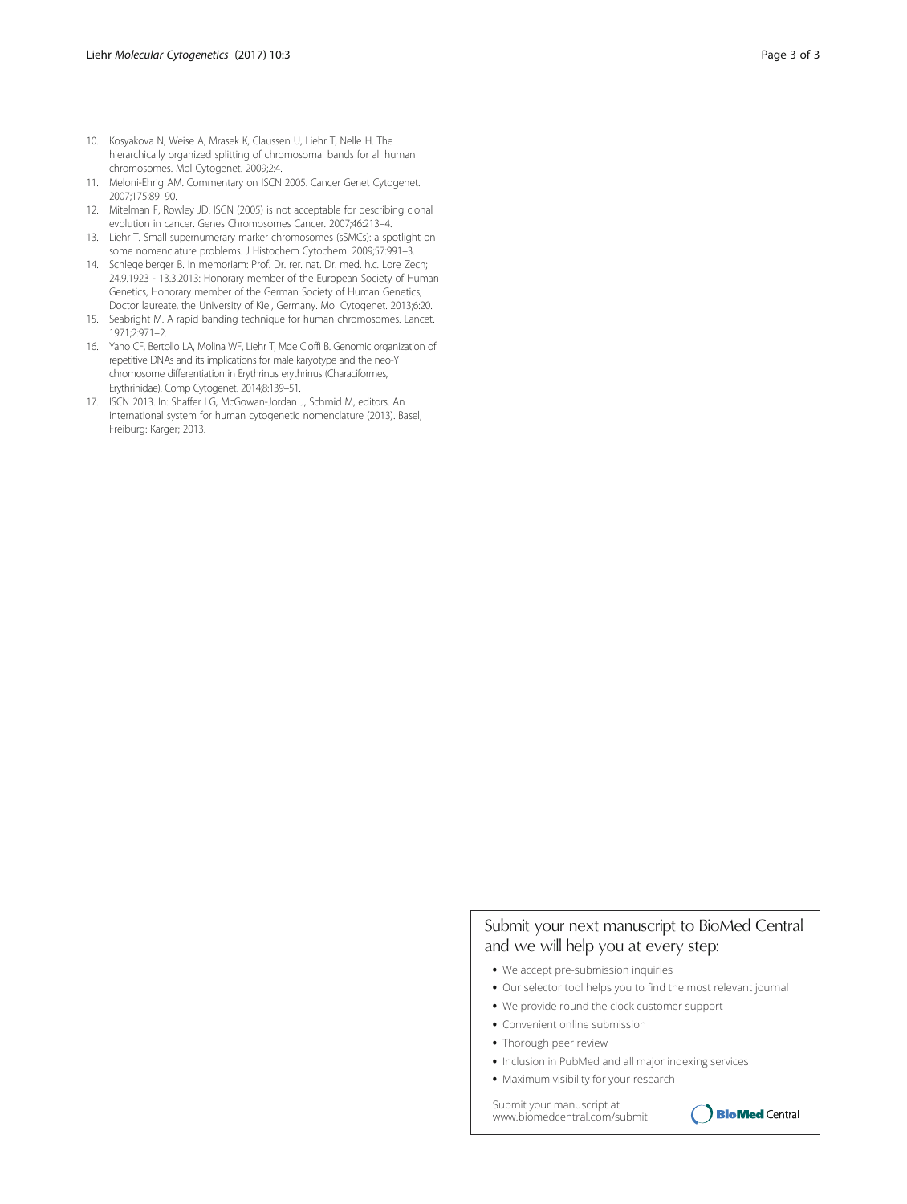10. Kosyakova N, Weise A, Mrasek K, Claussen U, Liehr T, Nelle H. The hierarchically organized splitting of chromosomal bands for all human chromosomes. Mol Cytogenet. 2009;2:4.
11. Meloni-Ehrig AM. Commentary on ISCN 2005. Cancer Genet Cytogenet. 2007;175:89–90.
12. Mitelman F, Rowley JD. ISCN (2005) is not acceptable for describing clonal evolution in cancer. Genes Chromosomes Cancer. 2007;46:213–4.
13. Liehr T. Small supernumerary marker chromosomes (sSMCs): a spotlight on some nomenclature problems. J Histochem Cytochem. 2009;57:991–3.
14. Schlegelberger B. In memoriam: Prof. Dr. rer. nat. Dr. med. h.c. Lore Zech; 24.9.1923 - 13.3.2013: Honorary member of the European Society of Human Genetics, Honorary member of the German Society of Human Genetics, Doctor laureate, the University of Kiel, Germany. Mol Cytogenet. 2013;6:20.
15. Seabright M. A rapid banding technique for human chromosomes. Lancet. 1971;2:971–2.
16. Yano CF, Bertollo LA, Molina WF, Liehr T, Mde Cioffi B. Genomic organization of repetitive DNAs and its implications for male karyotype and the neo-Y chromosome differentiation in Erythrinus erythrinus (Characiformes, Erythrinidae). Comp Cytogenet. 2014;8:139–51.
17. ISCN 2013. In: Shaffer LG, McGowan-Jordan J, Schmid M, editors. An international system for human cytogenetic nomenclature (2013). Basel, Freiburg: Karger; 2013.

Submit your next manuscript to BioMed Central and we will help you at every step:

- We accept pre-submission inquiries
- Our selector tool helps you to find the most relevant journal
- We provide round the clock customer support
- Convenient online submission
- Thorough peer review
- Inclusion in PubMed and all major indexing services
- Maximum visibility for your research

Submit your manuscript at
www.biomedcentral.com/submit

BioMed Central